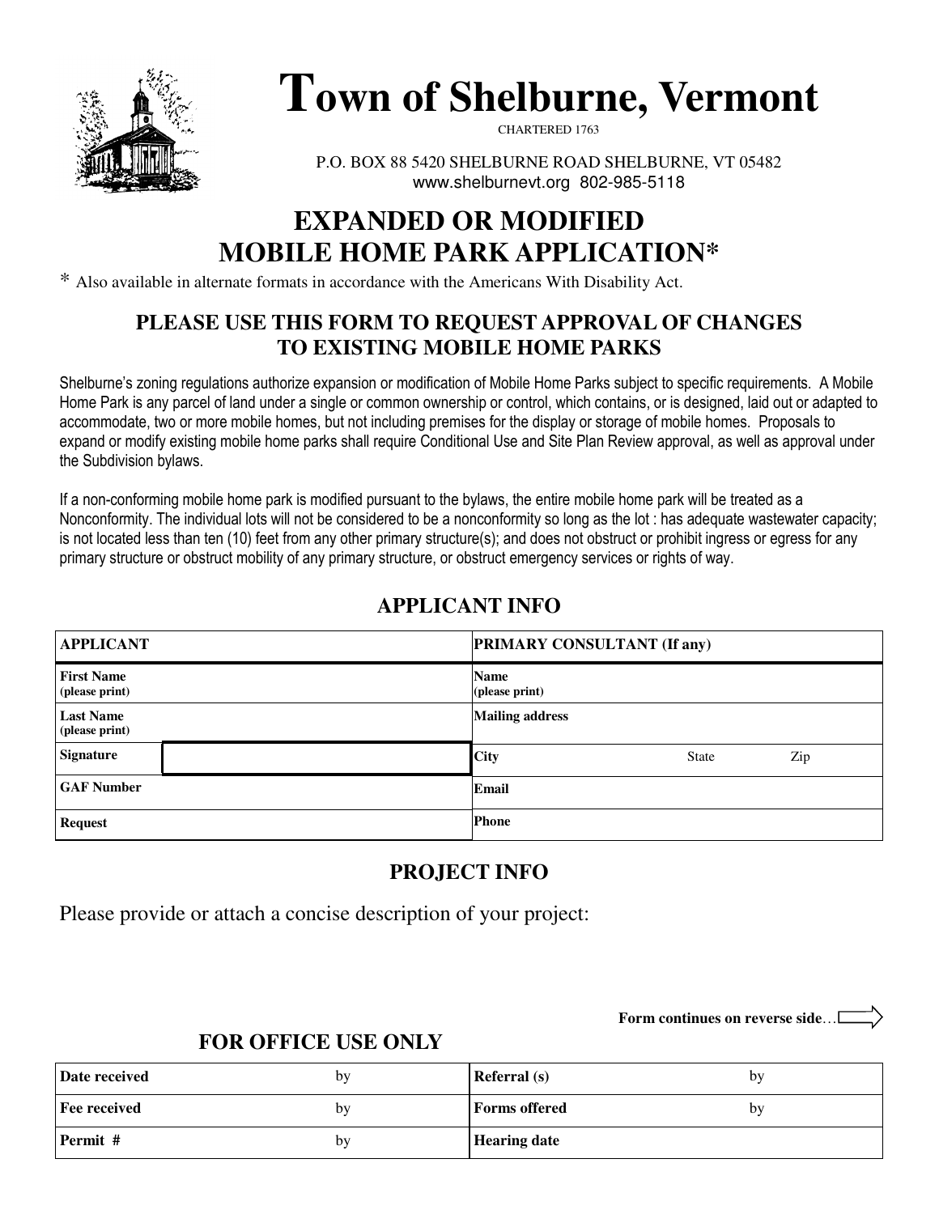# Town of Shelburne, Vermont

CHARTERED 1763

P.O. BOX 88 5420 SHELBURNE ROAD SHELBURNE, VT 05482
www.shelburnevt.org 802-985-5118

## EXPANDED OR MODIFIED MOBILE HOME PARK APPLICATION*

\* Also available in alternate formats in accordance with the Americans With Disability Act.

### PLEASE USE THIS FORM TO REQUEST APPROVAL OF CHANGES TO EXISTING MOBILE HOME PARKS

Shelburne's zoning regulations authorize expansion or modification of Mobile Home Parks subject to specific requirements. A Mobile Home Park is any parcel of land under a single or common ownership or control, which contains, or is designed, laid out or adapted to accommodate, two or more mobile homes, but not including premises for the display or storage of mobile homes. Proposals to expand or modify existing mobile home parks shall require Conditional Use and Site Plan Review approval, as well as approval under the Subdivision bylaws.

If a non-conforming mobile home park is modified pursuant to the bylaws, the entire mobile home park will be treated as a Nonconformity. The individual lots will not be considered to be a nonconformity so long as the lot : has adequate wastewater capacity; is not located less than ten (10) feet from any other primary structure(s); and does not obstruct or prohibit ingress or egress for any primary structure or obstruct mobility of any primary structure, or obstruct emergency services or rights of way.

### APPLICANT INFO

| **APPLICANT** | | **PRIMARY CONSULTANT (If any)** | | |
|---|---|---|---|---|
| **First Name** (please print) | | **Name** (please print) | | |
| **Last Name** (please print) | | **Mailing address** | | |
| **Signature** | | **City** | State | Zip |
| **GAF Number** | | **Email** | | |
| **Request** | | **Phone** | | |

### PROJECT INFO

Please provide or attach a concise description of your project:

**Form continues on reverse side**…

### FOR OFFICE USE ONLY

| | | | |
|---|---|---|---|
| **Date received** | by | **Referral (s)** | by |
| **Fee received** | by | **Forms offered** | by |
| **Permit #** | by | **Hearing date** | |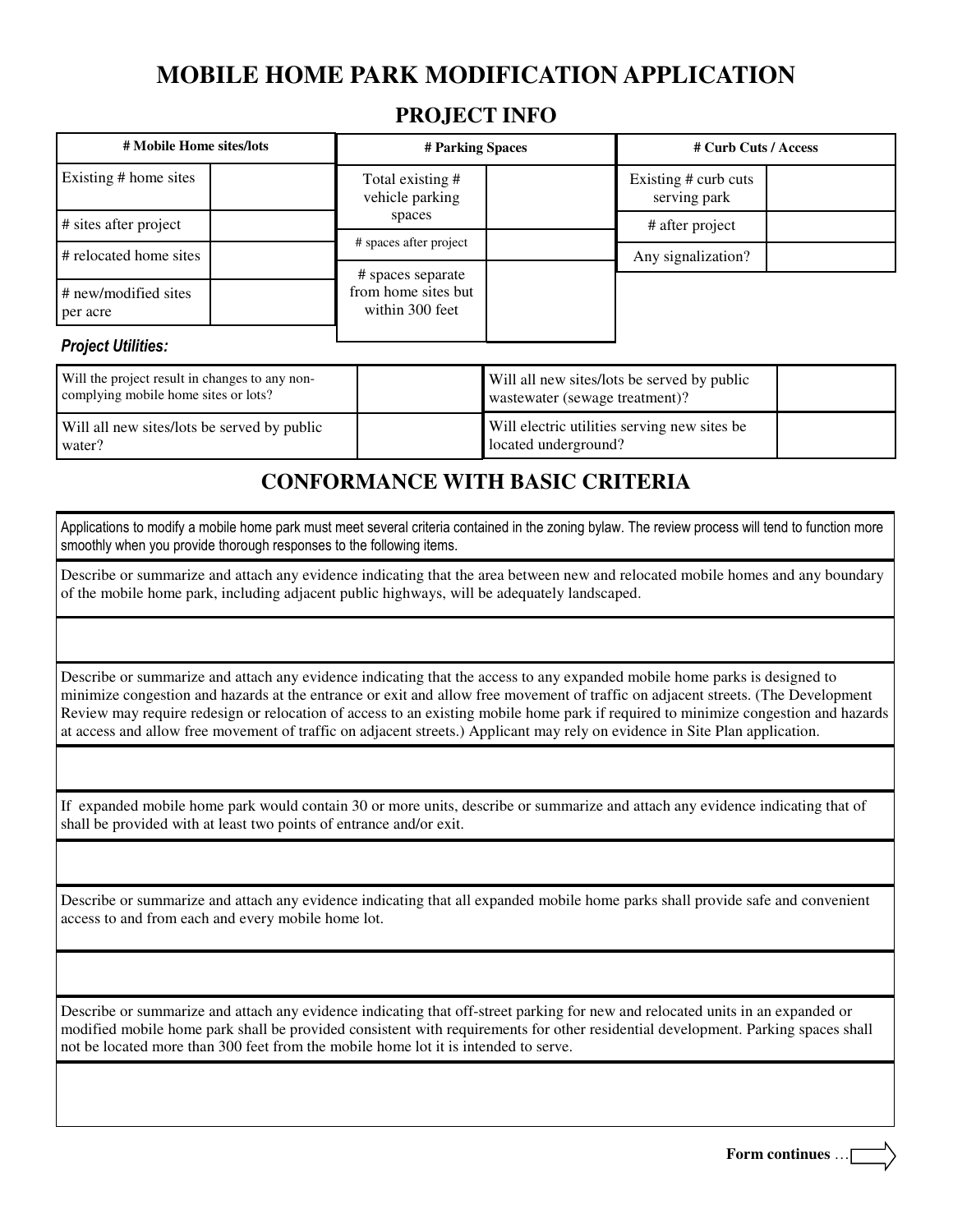# MOBILE HOME PARK MODIFICATION APPLICATION

## PROJECT INFO

| # Mobile Home sites/lots | |
|---|---|
| Existing # home sites | |
| # sites after project | |
| # relocated home sites | |
| # new/modified sites per acre | |

| # Parking Spaces | |
|---|---|
| Total existing # vehicle parking spaces | |
| # spaces after project | |
| # spaces separate from home sites but within 300 feet | |

| # Curb Cuts / Access | |
|---|---|
| Existing # curb cuts serving park | |
| # after project | |
| Any signalization? | |

***Project Utilities:***

| | | | |
|---|---|---|---|
| Will the project result in changes to any non-complying mobile home sites or lots? | | Will all new sites/lots be served by public wastewater (sewage treatment)? | |
| Will all new sites/lots be served by public water? | | Will electric utilities serving new sites be located underground? | |

## CONFORMANCE WITH BASIC CRITERIA

Applications to modify a mobile home park must meet several criteria contained in the zoning bylaw. The review process will tend to function more smoothly when you provide thorough responses to the following items.

Describe or summarize and attach any evidence indicating that the area between new and relocated mobile homes and any boundary of the mobile home park, including adjacent public highways, will be adequately landscaped.

Describe or summarize and attach any evidence indicating that the access to any expanded mobile home parks is designed to minimize congestion and hazards at the entrance or exit and allow free movement of traffic on adjacent streets. (The Development Review may require redesign or relocation of access to an existing mobile home park if required to minimize congestion and hazards at access and allow free movement of traffic on adjacent streets.) Applicant may rely on evidence in Site Plan application.

If expanded mobile home park would contain 30 or more units, describe or summarize and attach any evidence indicating that of shall be provided with at least two points of entrance and/or exit.

Describe or summarize and attach any evidence indicating that all expanded mobile home parks shall provide safe and convenient access to and from each and every mobile home lot.

Describe or summarize and attach any evidence indicating that off-street parking for new and relocated units in an expanded or modified mobile home park shall be provided consistent with requirements for other residential development. Parking spaces shall not be located more than 300 feet from the mobile home lot it is intended to serve.

**Form continues** …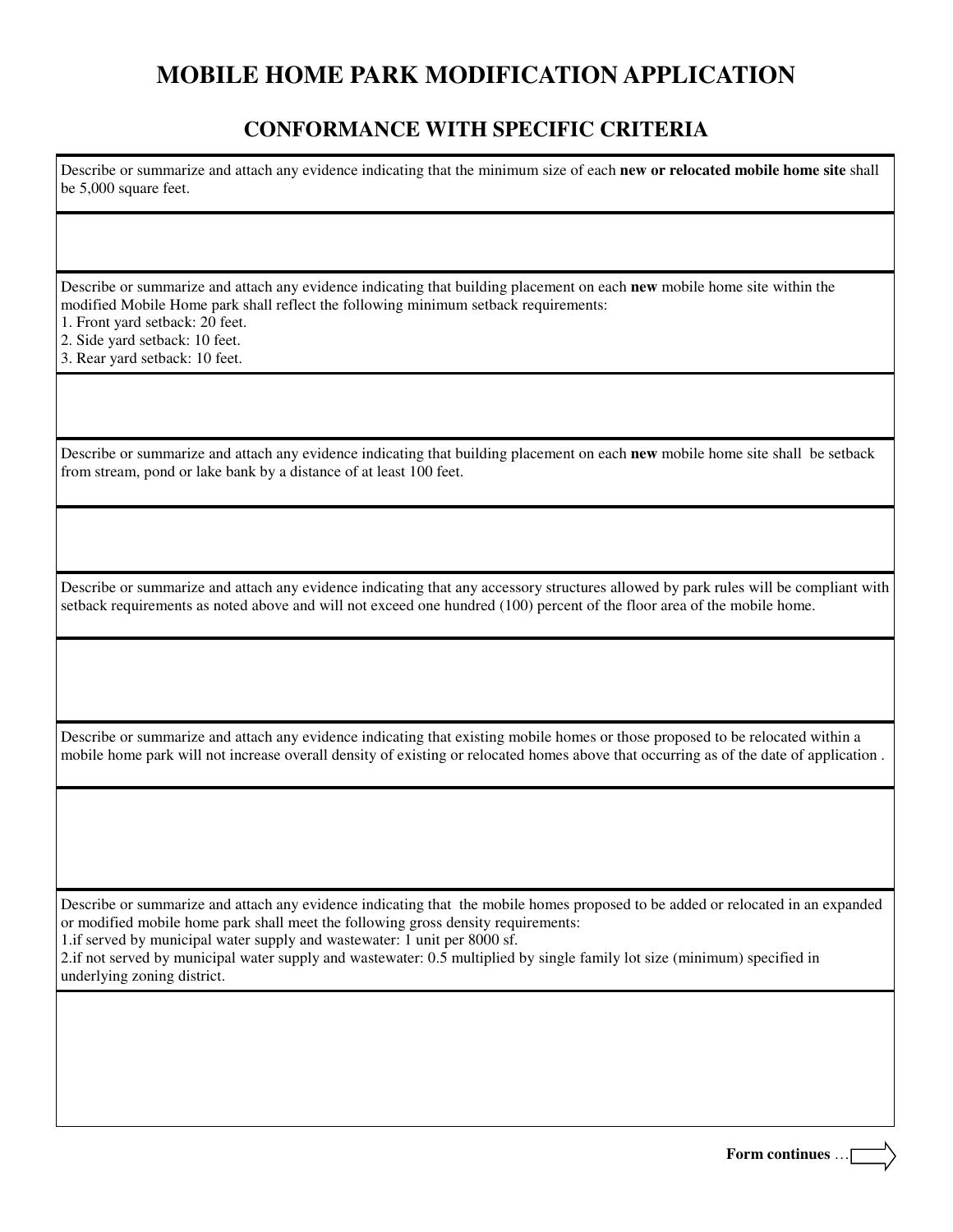# MOBILE HOME PARK MODIFICATION APPLICATION

## CONFORMANCE WITH SPECIFIC CRITERIA

Describe or summarize and attach any evidence indicating that the minimum size of each **new or relocated mobile home site** shall be 5,000 square feet.

Describe or summarize and attach any evidence indicating that building placement on each **new** mobile home site within the modified Mobile Home park shall reflect the following minimum setback requirements:

1. Front yard setback: 20 feet.
2. Side yard setback: 10 feet.
3. Rear yard setback: 10 feet.

Describe or summarize and attach any evidence indicating that building placement on each **new** mobile home site shall be setback from stream, pond or lake bank by a distance of at least 100 feet.

Describe or summarize and attach any evidence indicating that any accessory structures allowed by park rules will be compliant with setback requirements as noted above and will not exceed one hundred (100) percent of the floor area of the mobile home.

Describe or summarize and attach any evidence indicating that existing mobile homes or those proposed to be relocated within a mobile home park will not increase overall density of existing or relocated homes above that occurring as of the date of application .

Describe or summarize and attach any evidence indicating that the mobile homes proposed to be added or relocated in an expanded or modified mobile home park shall meet the following gross density requirements:

1. if served by municipal water supply and wastewater: 1 unit per 8000 sf.
2. if not served by municipal water supply and wastewater: 0.5 multiplied by single family lot size (minimum) specified in underlying zoning district.

**Form continues** …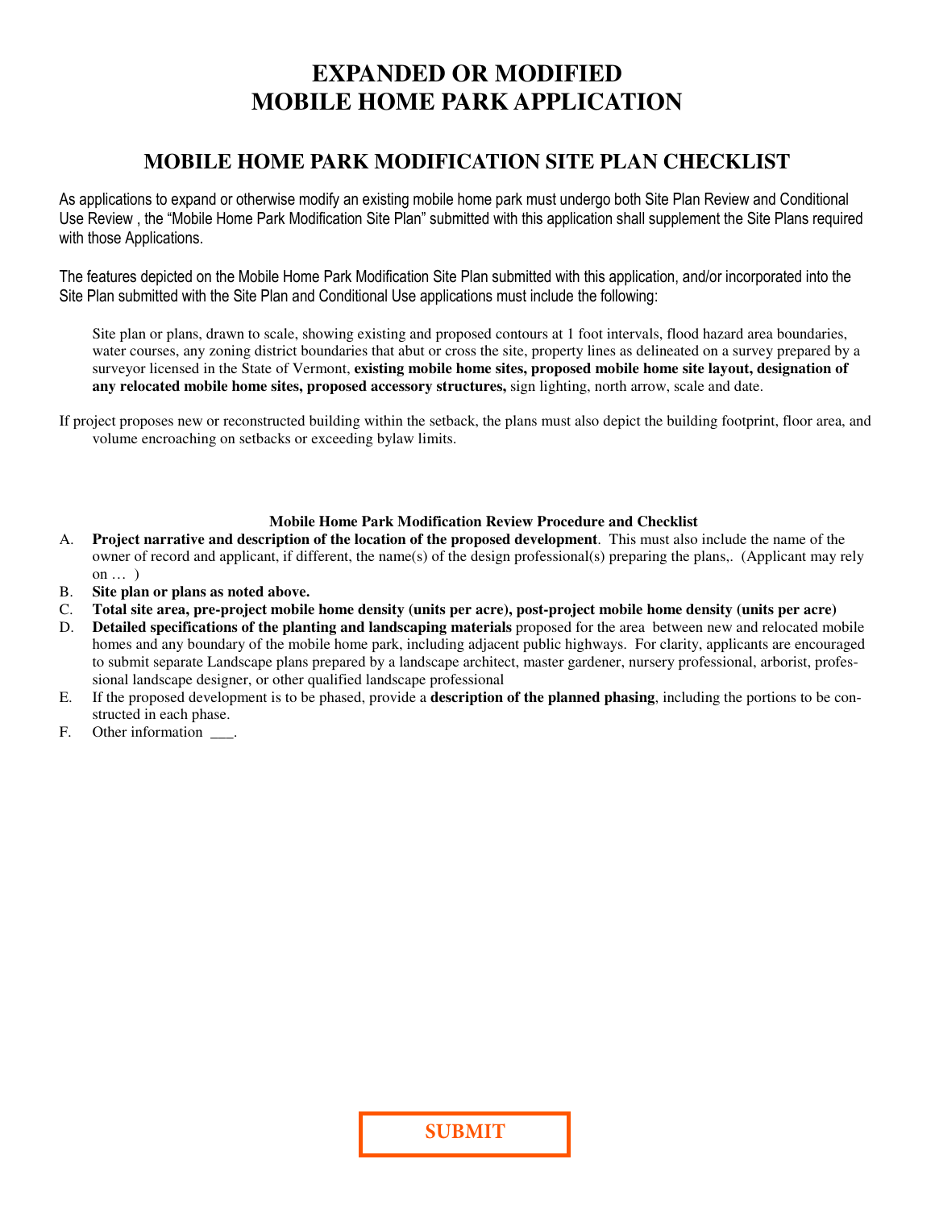# EXPANDED OR MODIFIED MOBILE HOME PARK APPLICATION

## MOBILE HOME PARK MODIFICATION SITE PLAN CHECKLIST

As applications to expand or otherwise modify an existing mobile home park must undergo both Site Plan Review and Conditional Use Review , the "Mobile Home Park Modification Site Plan" submitted with this application shall supplement the Site Plans required with those Applications.

The features depicted on the Mobile Home Park Modification Site Plan submitted with this application, and/or incorporated into the Site Plan submitted with the Site Plan and Conditional Use applications must include the following:

Site plan or plans, drawn to scale, showing existing and proposed contours at 1 foot intervals, flood hazard area boundaries, water courses, any zoning district boundaries that abut or cross the site, property lines as delineated on a survey prepared by a surveyor licensed in the State of Vermont, **existing mobile home sites, proposed mobile home site layout, designation of any relocated mobile home sites, proposed accessory structures,** sign lighting, north arrow, scale and date.

If project proposes new or reconstructed building within the setback, the plans must also depict the building footprint, floor area, and volume encroaching on setbacks or exceeding bylaw limits.

**Mobile Home Park Modification Review Procedure and Checklist**

A. **Project narrative and description of the location of the proposed development**. This must also include the name of the owner of record and applicant, if different, the name(s) of the design professional(s) preparing the plans,. (Applicant may rely on … )

B. **Site plan or plans as noted above.**

C. **Total site area, pre-project mobile home density (units per acre), post-project mobile home density (units per acre)**

D. **Detailed specifications of the planting and landscaping materials** proposed for the area between new and relocated mobile homes and any boundary of the mobile home park, including adjacent public highways. For clarity, applicants are encouraged to submit separate Landscape plans prepared by a landscape architect, master gardener, nursery professional, arborist, professional landscape designer, or other qualified landscape professional

E. If the proposed development is to be phased, provide a **description of the planned phasing**, including the portions to be constructed in each phase.

F. Other information ___.

SUBMIT